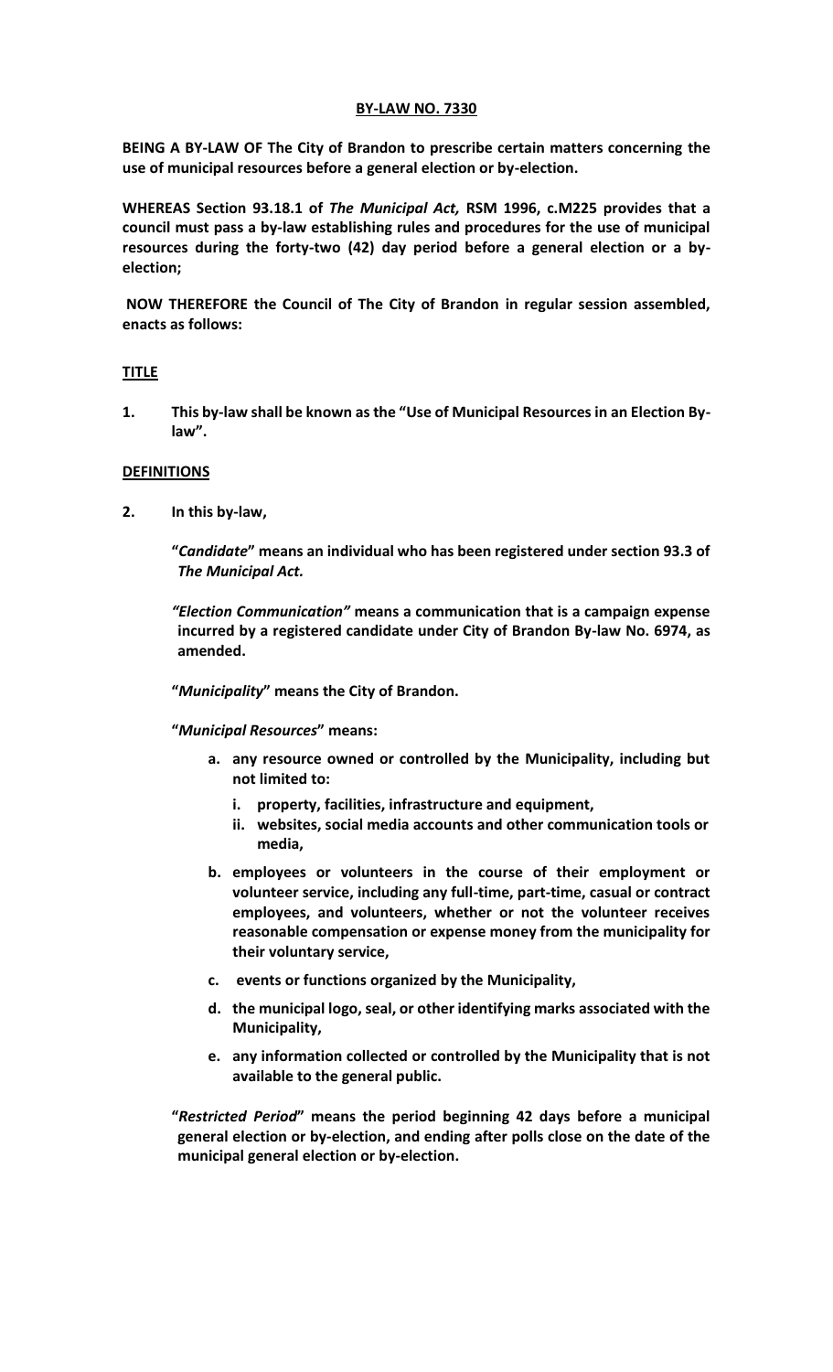# BY-LAW NO. 7330

**BEING A BY-LAW OF The City of Brandon to prescribe certain matters concerning the use of municipal resources before a general election or by-election.**

**WHEREAS Section 93.18.1 of *The Municipal Act,* RSM 1996, c.M225 provides that a council must pass a by-law establishing rules and procedures for the use of municipal resources during the forty-two (42) day period before a general election or a by-election;**

**NOW THEREFORE the Council of The City of Brandon in regular session assembled, enacts as follows:**

## TITLE

**1. This by-law shall be known as the "Use of Municipal Resources in an Election By-law".**

## DEFINITIONS

**2. In this by-law,**

**"*Candidate*" means an individual who has been registered under section 93.3 of *The Municipal Act.***

***"Election Communication"* means a communication that is a campaign expense incurred by a registered candidate under City of Brandon By-law No. 6974, as amended.**

**"*Municipality*" means the City of Brandon.**

**"*Municipal Resources*" means:**

**a. any resource owned or controlled by the Municipality, including but not limited to:**

**i. property, facilities, infrastructure and equipment,**

**ii. websites, social media accounts and other communication tools or media,**

**b. employees or volunteers in the course of their employment or volunteer service, including any full-time, part-time, casual or contract employees, and volunteers, whether or not the volunteer receives reasonable compensation or expense money from the municipality for their voluntary service,**

**c. events or functions organized by the Municipality,**

**d. the municipal logo, seal, or other identifying marks associated with the Municipality,**

**e. any information collected or controlled by the Municipality that is not available to the general public.**

**"*Restricted Period*" means the period beginning 42 days before a municipal general election or by-election, and ending after polls close on the date of the municipal general election or by-election.**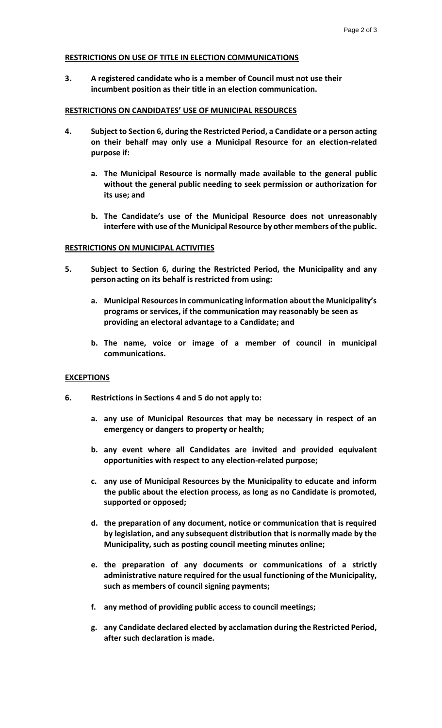## RESTRICTIONS ON USE OF TITLE IN ELECTION COMMUNICATIONS

**3. A registered candidate who is a member of Council must not use their incumbent position as their title in an election communication.**

## RESTRICTIONS ON CANDIDATES' USE OF MUNICIPAL RESOURCES

**4. Subject to Section 6, during the Restricted Period, a Candidate or a person acting on their behalf may only use a Municipal Resource for an election-related purpose if:**

> **a. The Municipal Resource is normally made available to the general public without the general public needing to seek permission or authorization for its use; and**
>
> **b. The Candidate's use of the Municipal Resource does not unreasonably interfere with use of the Municipal Resource by other members of the public.**

## RESTRICTIONS ON MUNICIPAL ACTIVITIES

**5. Subject to Section 6, during the Restricted Period, the Municipality and any person acting on its behalf is restricted from using:**

> **a. Municipal Resources in communicating information about the Municipality's programs or services, if the communication may reasonably be seen as providing an electoral advantage to a Candidate; and**
>
> **b. The name, voice or image of a member of council in municipal communications.**

## EXCEPTIONS

**6. Restrictions in Sections 4 and 5 do not apply to:**

> **a. any use of Municipal Resources that may be necessary in respect of an emergency or dangers to property or health;**
>
> **b. any event where all Candidates are invited and provided equivalent opportunities with respect to any election-related purpose;**
>
> **c. any use of Municipal Resources by the Municipality to educate and inform the public about the election process, as long as no Candidate is promoted, supported or opposed;**
>
> **d. the preparation of any document, notice or communication that is required by legislation, and any subsequent distribution that is normally made by the Municipality, such as posting council meeting minutes online;**
>
> **e. the preparation of any documents or communications of a strictly administrative nature required for the usual functioning of the Municipality, such as members of council signing payments;**
>
> **f. any method of providing public access to council meetings;**
>
> **g. any Candidate declared elected by acclamation during the Restricted Period, after such declaration is made.**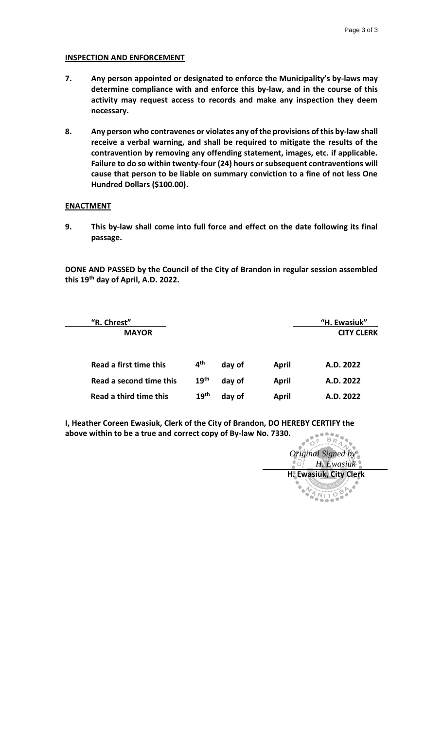**INSPECTION AND ENFORCEMENT**

**7. Any person appointed or designated to enforce the Municipality's by-laws may determine compliance with and enforce this by-law, and in the course of this activity may request access to records and make any inspection they deem necessary.**

**8. Any person who contravenes or violates any of the provisions of this by-law shall receive a verbal warning, and shall be required to mitigate the results of the contravention by removing any offending statement, images, etc. if applicable. Failure to do so within twenty-four (24) hours or subsequent contraventions will cause that person to be liable on summary conviction to a fine of not less One Hundred Dollars ($100.00).**

**ENACTMENT**

**9. This by-law shall come into full force and effect on the date following its final passage.**

**DONE AND PASSED by the Council of the City of Brandon in regular session assembled this 19th day of April, A.D. 2022.**

**"R. Chrest"**
**MAYOR**

**"H. Ewasiuk"**
**CITY CLERK**

| | | | | |
|---|---|---|---|---|
| **Read a first time this** | **4th** | **day of** | **April** | **A.D. 2022** |
| **Read a second time this** | **19th** | **day of** | **April** | **A.D. 2022** |
| **Read a third time this** | **19th** | **day of** | **April** | **A.D. 2022** |

**I, Heather Coreen Ewasiuk, Clerk of the City of Brandon, DO HEREBY CERTIFY the above within to be a true and correct copy of By-law No. 7330.**

*Original Signed by*
*H. Ewasiuk*
**H. Ewasiuk, City Clerk**